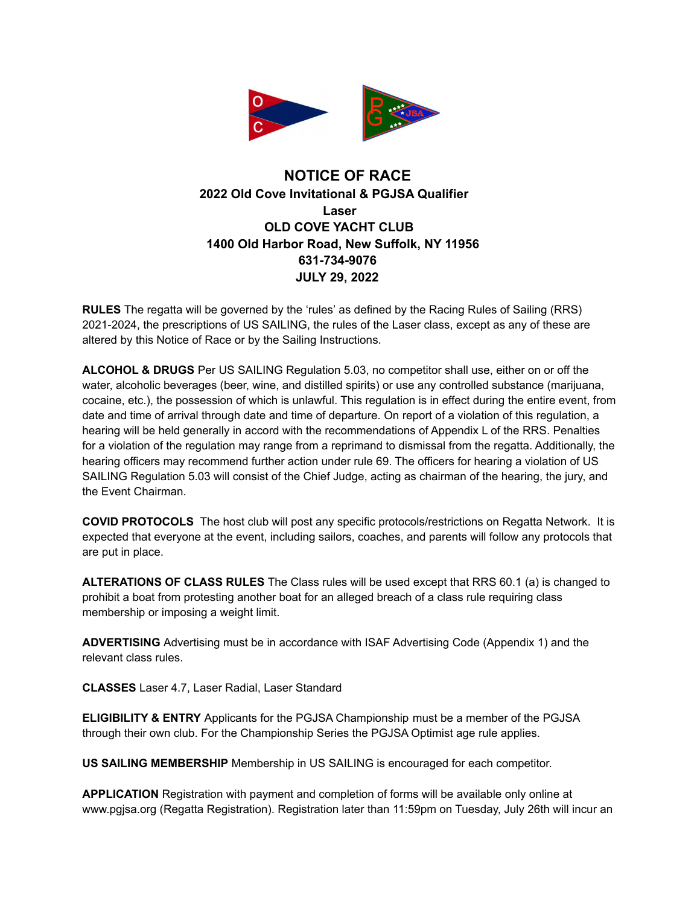# NOTICE OF RACE

## 2022 Old Cove Invitational & PGJSA Qualifier
## Laser
## OLD COVE YACHT CLUB
## 1400 Old Harbor Road, New Suffolk, NY 11956
## 631-734-9076
## JULY 29, 2022

**RULES** The regatta will be governed by the 'rules' as defined by the Racing Rules of Sailing (RRS) 2021-2024, the prescriptions of US SAILING, the rules of the Laser class, except as any of these are altered by this Notice of Race or by the Sailing Instructions.

**ALCOHOL & DRUGS** Per US SAILING Regulation 5.03, no competitor shall use, either on or off the water, alcoholic beverages (beer, wine, and distilled spirits) or use any controlled substance (marijuana, cocaine, etc.), the possession of which is unlawful. This regulation is in effect during the entire event, from date and time of arrival through date and time of departure. On report of a violation of this regulation, a hearing will be held generally in accord with the recommendations of Appendix L of the RRS. Penalties for a violation of the regulation may range from a reprimand to dismissal from the regatta. Additionally, the hearing officers may recommend further action under rule 69. The officers for hearing a violation of US SAILING Regulation 5.03 will consist of the Chief Judge, acting as chairman of the hearing, the jury, and the Event Chairman.

**COVID PROTOCOLS** The host club will post any specific protocols/restrictions on Regatta Network. It is expected that everyone at the event, including sailors, coaches, and parents will follow any protocols that are put in place.

**ALTERATIONS OF CLASS RULES** The Class rules will be used except that RRS 60.1 (a) is changed to prohibit a boat from protesting another boat for an alleged breach of a class rule requiring class membership or imposing a weight limit.

**ADVERTISING** Advertising must be in accordance with ISAF Advertising Code (Appendix 1) and the relevant class rules.

**CLASSES** Laser 4.7, Laser Radial, Laser Standard

**ELIGIBILITY & ENTRY** Applicants for the PGJSA Championship must be a member of the PGJSA through their own club. For the Championship Series the PGJSA Optimist age rule applies.

**US SAILING MEMBERSHIP** Membership in US SAILING is encouraged for each competitor.

**APPLICATION** Registration with payment and completion of forms will be available only online at www.pgjsa.org (Regatta Registration). Registration later than 11:59pm on Tuesday, July 26th will incur an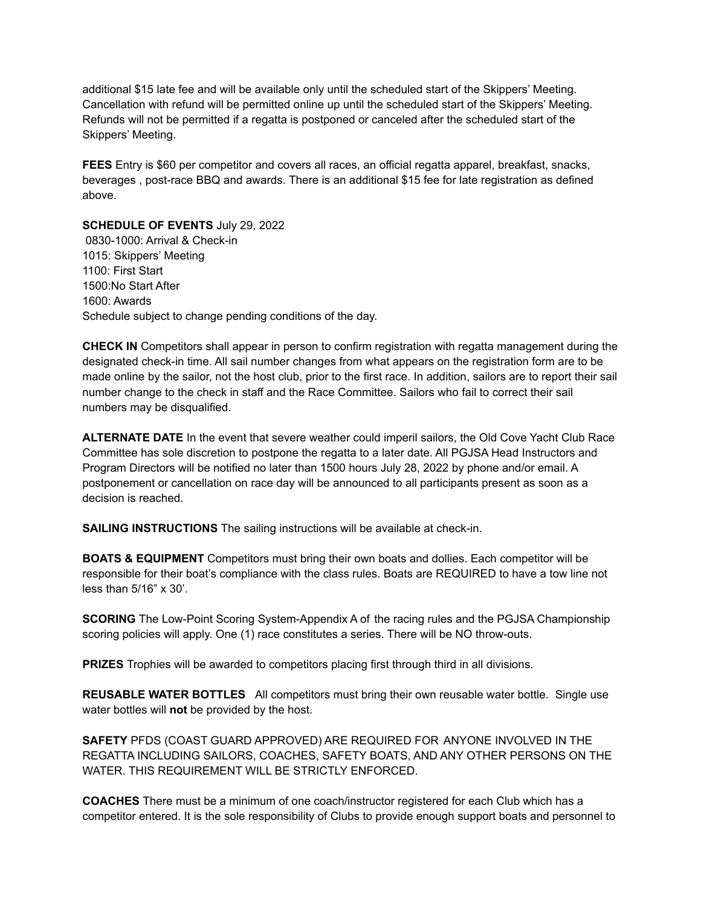additional $15 late fee and will be available only until the scheduled start of the Skippers' Meeting. Cancellation with refund will be permitted online up until the scheduled start of the Skippers' Meeting. Refunds will not be permitted if a regatta is postponed or canceled after the scheduled start of the Skippers' Meeting.

**FEES** Entry is $60 per competitor and covers all races, an official regatta apparel, breakfast, snacks, beverages , post-race BBQ and awards. There is an additional $15 fee for late registration as defined above.

**SCHEDULE OF EVENTS** July 29, 2022
0830-1000: Arrival & Check-in
1015: Skippers' Meeting
1100: First Start
1500:No Start After
1600: Awards
Schedule subject to change pending conditions of the day.

**CHECK IN** Competitors shall appear in person to confirm registration with regatta management during the designated check-in time. All sail number changes from what appears on the registration form are to be made online by the sailor, not the host club, prior to the first race. In addition, sailors are to report their sail number change to the check in staff and the Race Committee. Sailors who fail to correct their sail numbers may be disqualified.

**ALTERNATE DATE** In the event that severe weather could imperil sailors, the Old Cove Yacht Club Race Committee has sole discretion to postpone the regatta to a later date. All PGJSA Head Instructors and Program Directors will be notified no later than 1500 hours July 28, 2022 by phone and/or email. A postponement or cancellation on race day will be announced to all participants present as soon as a decision is reached.

**SAILING INSTRUCTIONS** The sailing instructions will be available at check-in.

**BOATS & EQUIPMENT** Competitors must bring their own boats and dollies. Each competitor will be responsible for their boat's compliance with the class rules. Boats are REQUIRED to have a tow line not less than 5/16" x 30'.

**SCORING** The Low-Point Scoring System-Appendix A of the racing rules and the PGJSA Championship scoring policies will apply. One (1) race constitutes a series. There will be NO throw-outs.

**PRIZES** Trophies will be awarded to competitors placing first through third in all divisions.

**REUSABLE WATER BOTTLES** All competitors must bring their own reusable water bottle. Single use water bottles will **not** be provided by the host.

**SAFETY** PFDS (COAST GUARD APPROVED) ARE REQUIRED FOR ANYONE INVOLVED IN THE REGATTA INCLUDING SAILORS, COACHES, SAFETY BOATS, AND ANY OTHER PERSONS ON THE WATER. THIS REQUIREMENT WILL BE STRICTLY ENFORCED.

**COACHES** There must be a minimum of one coach/instructor registered for each Club which has a competitor entered. It is the sole responsibility of Clubs to provide enough support boats and personnel to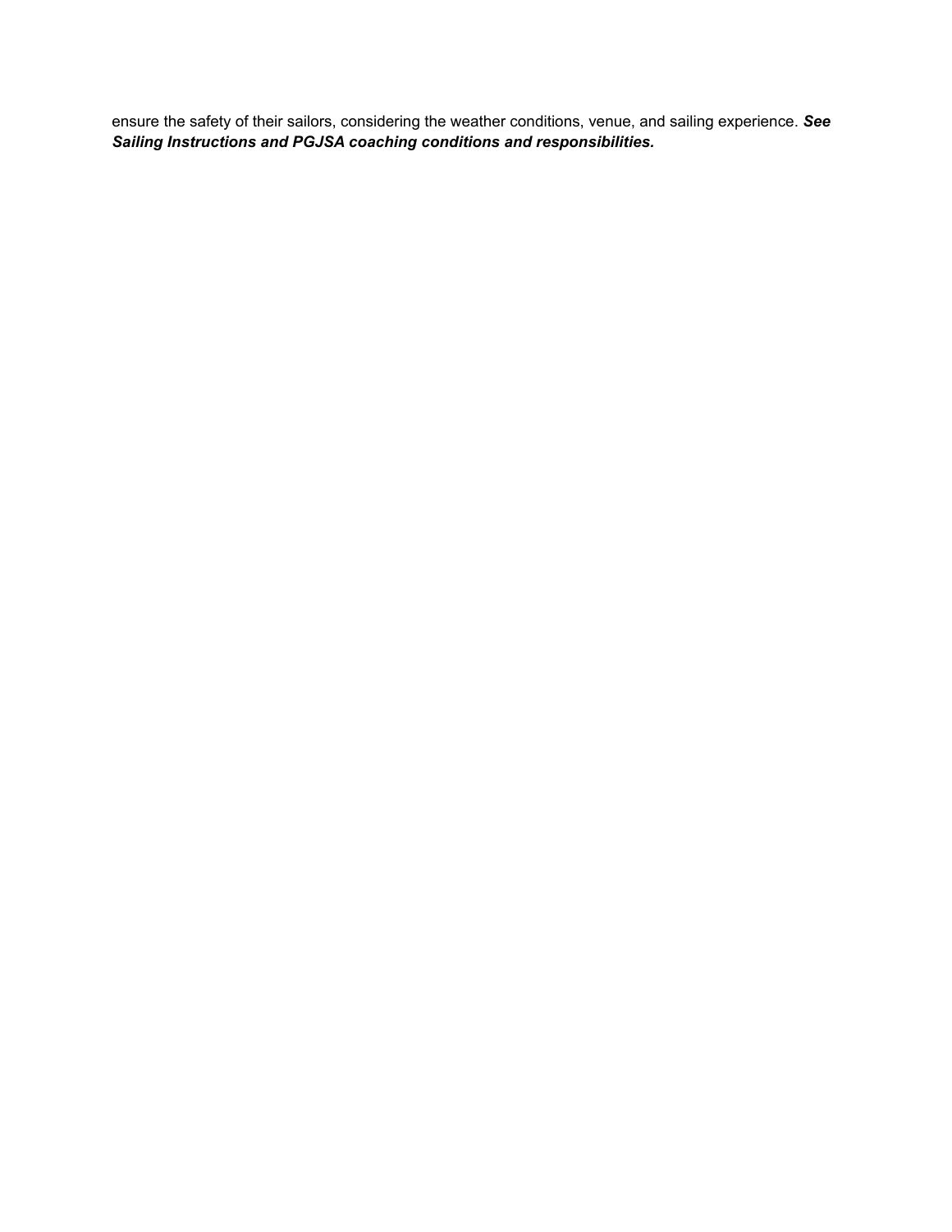ensure the safety of their sailors, considering the weather conditions, venue, and sailing experience. ***See Sailing Instructions and PGJSA coaching conditions and responsibilities.***